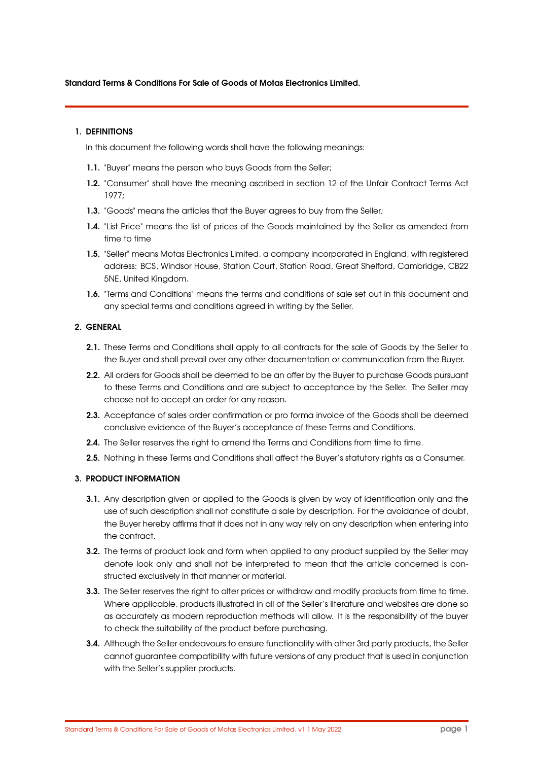**Standard Terms & Conditions For Sale of Goods of Motas Electronics Limited.**

## 1. DEFINITIONS

In this document the following words shall have the following meanings:

**1.1.** "Buyer" means the person who buys Goods from the Seller;

**1.2.** "Consumer" shall have the meaning ascribed in section 12 of the Unfair Contract Terms Act 1977;

**1.3.** "Goods" means the articles that the Buyer agrees to buy from the Seller;

**1.4.** "List Price" means the list of prices of the Goods maintained by the Seller as amended from time to time

**1.5.** "Seller" means Motas Electronics Limited, a company incorporated in England, with registered address: BCS, Windsor House, Station Court, Station Road, Great Shelford, Cambridge, CB22 5NE, United Kingdom.

**1.6.** "Terms and Conditions" means the terms and conditions of sale set out in this document and any special terms and conditions agreed in writing by the Seller.

## 2. GENERAL

**2.1.** These Terms and Conditions shall apply to all contracts for the sale of Goods by the Seller to the Buyer and shall prevail over any other documentation or communication from the Buyer.

**2.2.** All orders for Goods shall be deemed to be an offer by the Buyer to purchase Goods pursuant to these Terms and Conditions and are subject to acceptance by the Seller. The Seller may choose not to accept an order for any reason.

**2.3.** Acceptance of sales order confirmation or pro forma invoice of the Goods shall be deemed conclusive evidence of the Buyer's acceptance of these Terms and Conditions.

**2.4.** The Seller reserves the right to amend the Terms and Conditions from time to time.

**2.5.** Nothing in these Terms and Conditions shall affect the Buyer's statutory rights as a Consumer.

## 3. PRODUCT INFORMATION

**3.1.** Any description given or applied to the Goods is given by way of identification only and the use of such description shall not constitute a sale by description. For the avoidance of doubt, the Buyer hereby affirms that it does not in any way rely on any description when entering into the contract.

**3.2.** The terms of product look and form when applied to any product supplied by the Seller may denote look only and shall not be interpreted to mean that the article concerned is constructed exclusively in that manner or material.

**3.3.** The Seller reserves the right to alter prices or withdraw and modify products from time to time. Where applicable, products illustrated in all of the Seller's literature and websites are done so as accurately as modern reproduction methods will allow. It is the responsibility of the buyer to check the suitability of the product before purchasing.

**3.4.** Although the Seller endeavours to ensure functionality with other 3rd party products, the Seller cannot guarantee compatibility with future versions of any product that is used in conjunction with the Seller's supplier products.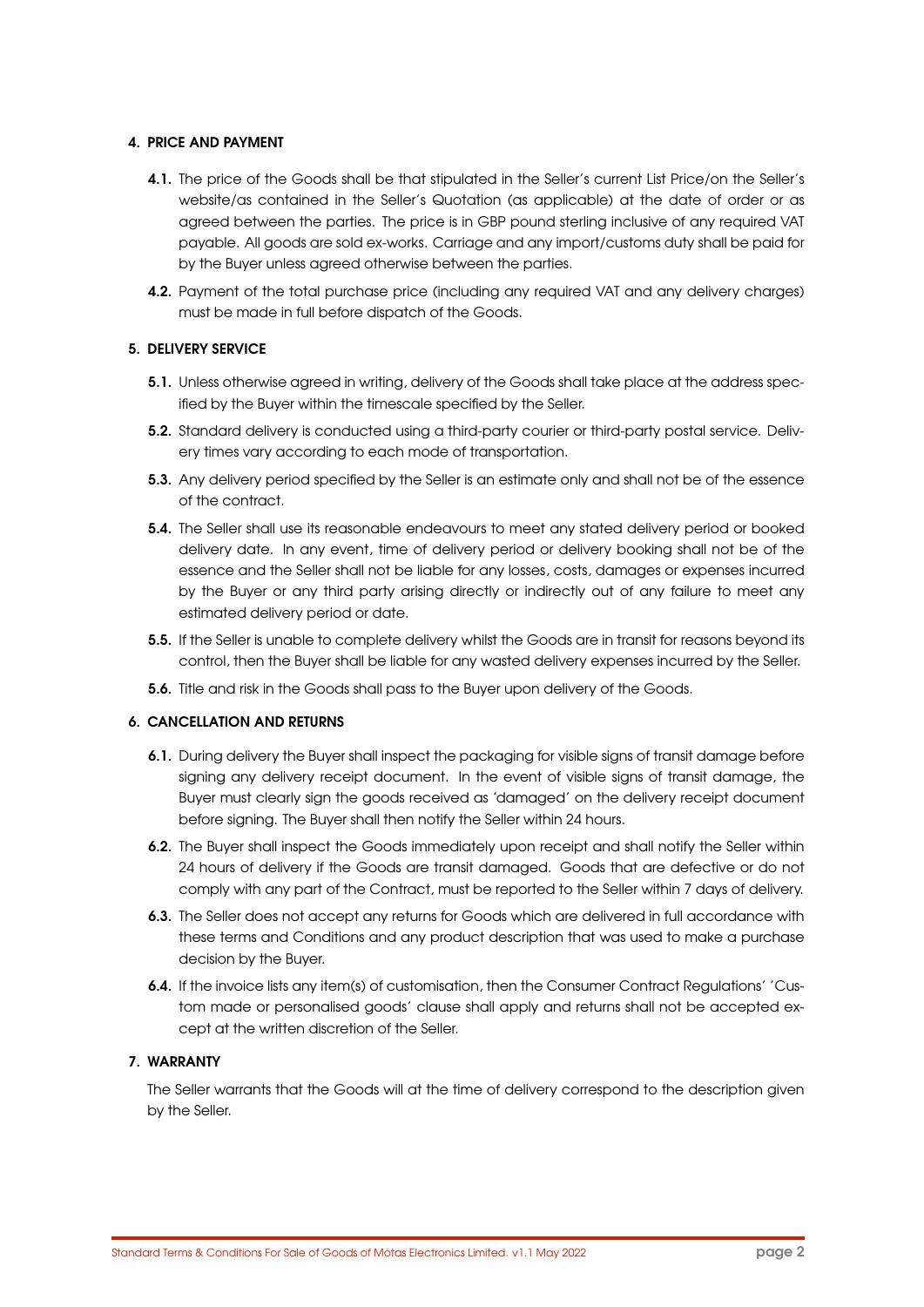## 4. PRICE AND PAYMENT

**4.1.** The price of the Goods shall be that stipulated in the Seller's current List Price/on the Seller's website/as contained in the Seller's Quotation (as applicable) at the date of order or as agreed between the parties. The price is in GBP pound sterling inclusive of any required VAT payable. All goods are sold ex-works. Carriage and any import/customs duty shall be paid for by the Buyer unless agreed otherwise between the parties.

**4.2.** Payment of the total purchase price (including any required VAT and any delivery charges) must be made in full before dispatch of the Goods.

## 5. DELIVERY SERVICE

**5.1.** Unless otherwise agreed in writing, delivery of the Goods shall take place at the address specified by the Buyer within the timescale specified by the Seller.

**5.2.** Standard delivery is conducted using a third-party courier or third-party postal service. Delivery times vary according to each mode of transportation.

**5.3.** Any delivery period specified by the Seller is an estimate only and shall not be of the essence of the contract.

**5.4.** The Seller shall use its reasonable endeavours to meet any stated delivery period or booked delivery date. In any event, time of delivery period or delivery booking shall not be of the essence and the Seller shall not be liable for any losses, costs, damages or expenses incurred by the Buyer or any third party arising directly or indirectly out of any failure to meet any estimated delivery period or date.

**5.5.** If the Seller is unable to complete delivery whilst the Goods are in transit for reasons beyond its control, then the Buyer shall be liable for any wasted delivery expenses incurred by the Seller.

**5.6.** Title and risk in the Goods shall pass to the Buyer upon delivery of the Goods.

## 6. CANCELLATION AND RETURNS

**6.1.** During delivery the Buyer shall inspect the packaging for visible signs of transit damage before signing any delivery receipt document. In the event of visible signs of transit damage, the Buyer must clearly sign the goods received as 'damaged' on the delivery receipt document before signing. The Buyer shall then notify the Seller within 24 hours.

**6.2.** The Buyer shall inspect the Goods immediately upon receipt and shall notify the Seller within 24 hours of delivery if the Goods are transit damaged. Goods that are defective or do not comply with any part of the Contract, must be reported to the Seller within 7 days of delivery.

**6.3.** The Seller does not accept any returns for Goods which are delivered in full accordance with these terms and Conditions and any product description that was used to make a purchase decision by the Buyer.

**6.4.** If the invoice lists any item(s) of customisation, then the Consumer Contract Regulations' 'Custom made or personalised goods' clause shall apply and returns shall not be accepted except at the written discretion of the Seller.

## 7. WARRANTY

The Seller warrants that the Goods will at the time of delivery correspond to the description given by the Seller.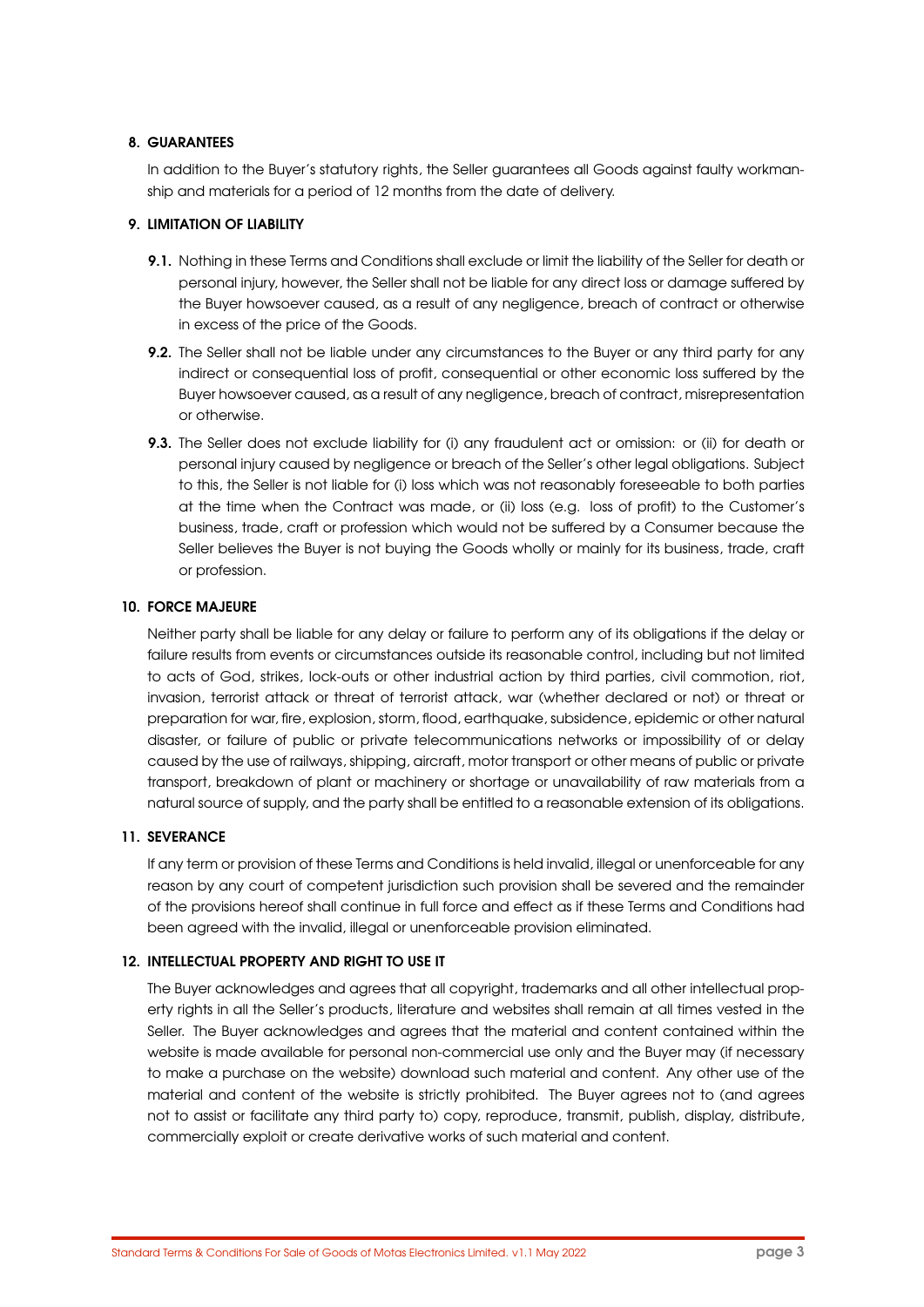## 8. GUARANTEES

In addition to the Buyer's statutory rights, the Seller guarantees all Goods against faulty workmanship and materials for a period of 12 months from the date of delivery.

## 9. LIMITATION OF LIABILITY

**9.1.** Nothing in these Terms and Conditions shall exclude or limit the liability of the Seller for death or personal injury, however, the Seller shall not be liable for any direct loss or damage suffered by the Buyer howsoever caused, as a result of any negligence, breach of contract or otherwise in excess of the price of the Goods.

**9.2.** The Seller shall not be liable under any circumstances to the Buyer or any third party for any indirect or consequential loss of profit, consequential or other economic loss suffered by the Buyer howsoever caused, as a result of any negligence, breach of contract, misrepresentation or otherwise.

**9.3.** The Seller does not exclude liability for (i) any fraudulent act or omission: or (ii) for death or personal injury caused by negligence or breach of the Seller's other legal obligations. Subject to this, the Seller is not liable for (i) loss which was not reasonably foreseeable to both parties at the time when the Contract was made, or (ii) loss (e.g. loss of profit) to the Customer's business, trade, craft or profession which would not be suffered by a Consumer because the Seller believes the Buyer is not buying the Goods wholly or mainly for its business, trade, craft or profession.

## 10. FORCE MAJEURE

Neither party shall be liable for any delay or failure to perform any of its obligations if the delay or failure results from events or circumstances outside its reasonable control, including but not limited to acts of God, strikes, lock-outs or other industrial action by third parties, civil commotion, riot, invasion, terrorist attack or threat of terrorist attack, war (whether declared or not) or threat or preparation for war, fire, explosion, storm, flood, earthquake, subsidence, epidemic or other natural disaster, or failure of public or private telecommunications networks or impossibility of or delay caused by the use of railways, shipping, aircraft, motor transport or other means of public or private transport, breakdown of plant or machinery or shortage or unavailability of raw materials from a natural source of supply, and the party shall be entitled to a reasonable extension of its obligations.

## 11. SEVERANCE

If any term or provision of these Terms and Conditions is held invalid, illegal or unenforceable for any reason by any court of competent jurisdiction such provision shall be severed and the remainder of the provisions hereof shall continue in full force and effect as if these Terms and Conditions had been agreed with the invalid, illegal or unenforceable provision eliminated.

## 12. INTELLECTUAL PROPERTY AND RIGHT TO USE IT

The Buyer acknowledges and agrees that all copyright, trademarks and all other intellectual property rights in all the Seller's products, literature and websites shall remain at all times vested in the Seller. The Buyer acknowledges and agrees that the material and content contained within the website is made available for personal non-commercial use only and the Buyer may (if necessary to make a purchase on the website) download such material and content. Any other use of the material and content of the website is strictly prohibited. The Buyer agrees not to (and agrees not to assist or facilitate any third party to) copy, reproduce, transmit, publish, display, distribute, commercially exploit or create derivative works of such material and content.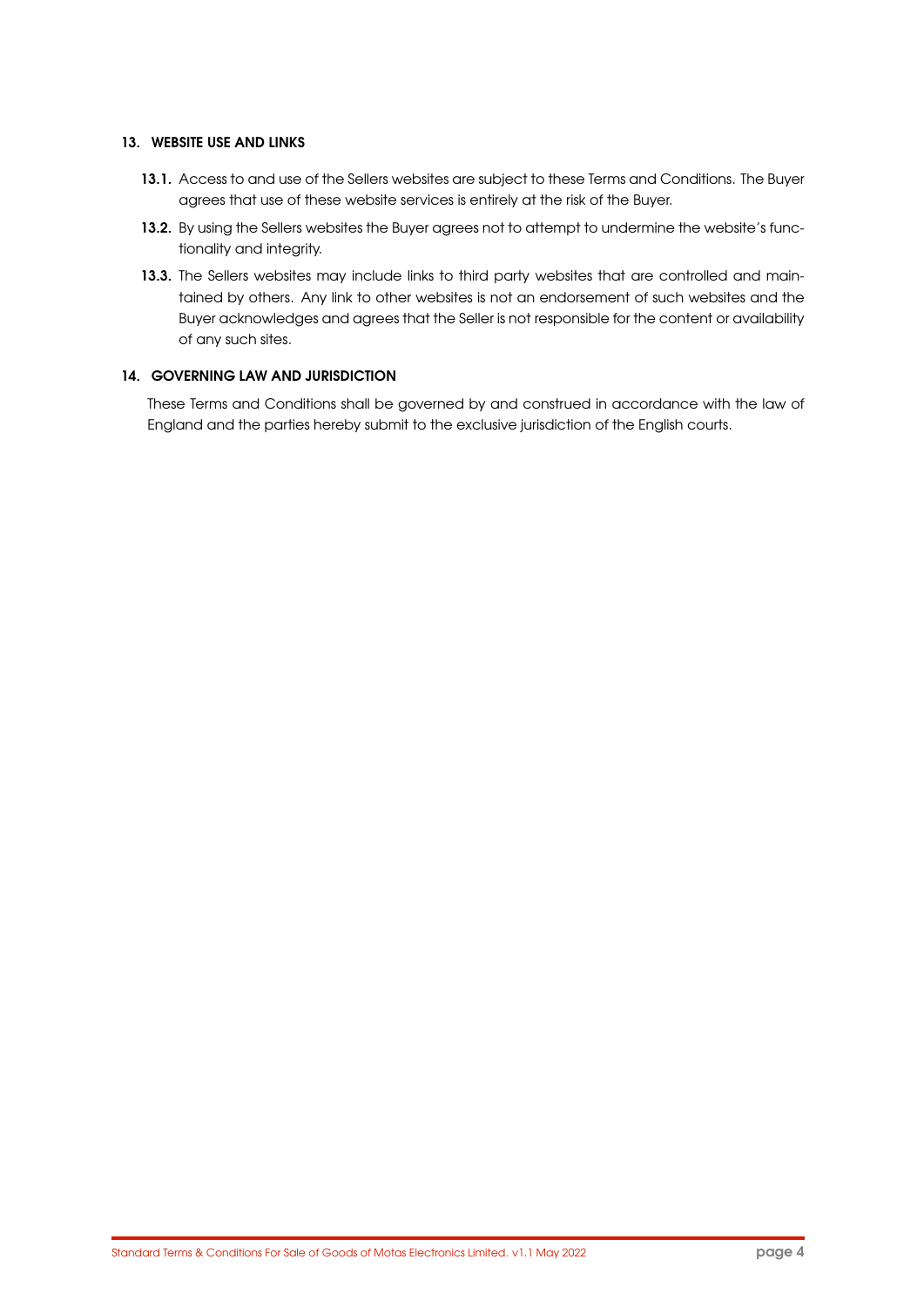## 13. WEBSITE USE AND LINKS

**13.1.** Access to and use of the Sellers websites are subject to these Terms and Conditions. The Buyer agrees that use of these website services is entirely at the risk of the Buyer.

**13.2.** By using the Sellers websites the Buyer agrees not to attempt to undermine the website's functionality and integrity.

**13.3.** The Sellers websites may include links to third party websites that are controlled and maintained by others. Any link to other websites is not an endorsement of such websites and the Buyer acknowledges and agrees that the Seller is not responsible for the content or availability of any such sites.

## 14. GOVERNING LAW AND JURISDICTION

These Terms and Conditions shall be governed by and construed in accordance with the law of England and the parties hereby submit to the exclusive jurisdiction of the English courts.